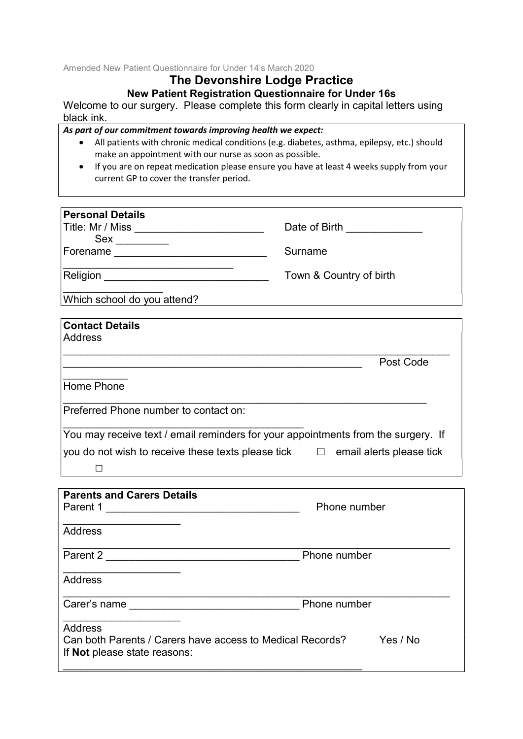Amended New Patient Questionnaire for Under 14's March 2020

# The Devonshire Lodge Practice

## New Patient Registration Questionnaire for Under 16s

Welcome to our surgery. Please complete this form clearly in capital letters using black ink.

***As part of our commitment towards improving health we expect:***

- All patients with chronic medical conditions (e.g. diabetes, asthma, epilepsy, etc.) should make an appointment with our nurse as soon as possible.
- If you are on repeat medication please ensure you have at least 4 weeks supply from your current GP to cover the transfer period.

**Personal Details**

Title: Mr / Miss ______________________ Date of Birth _____________ Sex _________

Forename _________________________ Surname ____________________________

Religion ___________________________ Town & Country of birth ________________

Which school do you attend?

**Contact Details**

Address

_______________________________________________________________

___________________________________________________ Post Code ___________

Home Phone _____________________________________________________________

Preferred Phone number to contact on: ________________________________________

You may receive text / email reminders for your appointments from the surgery. If you do not wish to receive these texts please tick ☐ email alerts please tick ☐

**Parents and Carers Details**

Parent 1 _________________________________ Phone number ___________________

Address _______________________________________________________________

Parent 2 _________________________________ Phone number ___________________

Address _______________________________________________________________

Carer's name _____________________________ Phone number ___________________

Address

Can both Parents / Carers have access to Medical Records? Yes / No

If **Not** please state reasons:

_____________________________________________________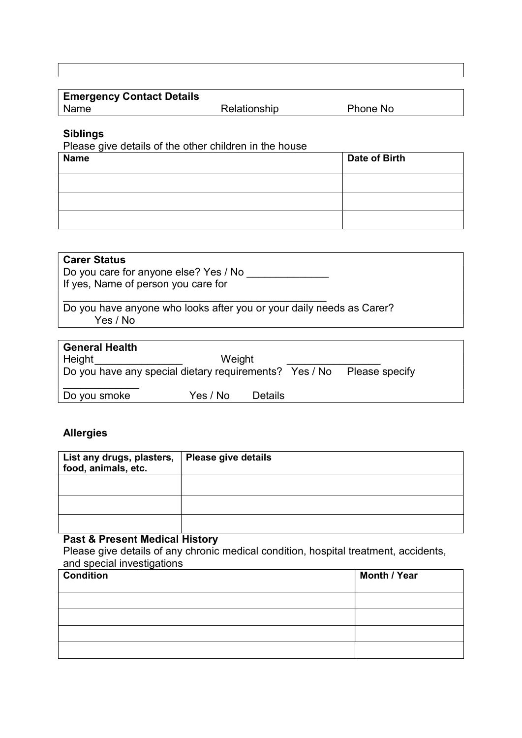**Emergency Contact Details**

Name Relationship Phone No

**Siblings**

Please give details of the other children in the house

| Name | Date of Birth |
|---|---|
| | |
| | |
| | |

**Carer Status**

Do you care for anyone else? Yes / No ______________

If yes, Name of person you care for

_______________________________________________

Do you have anyone who looks after you or your daily needs as Carer? Yes / No

**General Health**

Height_______________ Weight ________________

Do you have any special dietary requirements? Yes / No Please specify _____________

Do you smoke Yes / No Details

**Allergies**

| List any drugs, plasters, food, animals, etc. | Please give details |
|---|---|
| | |
| | |
| | |

**Past & Present Medical History**

Please give details of any chronic medical condition, hospital treatment, accidents, and special investigations

| Condition | Month / Year |
|---|---|
| | |
| | |
| | |
| | |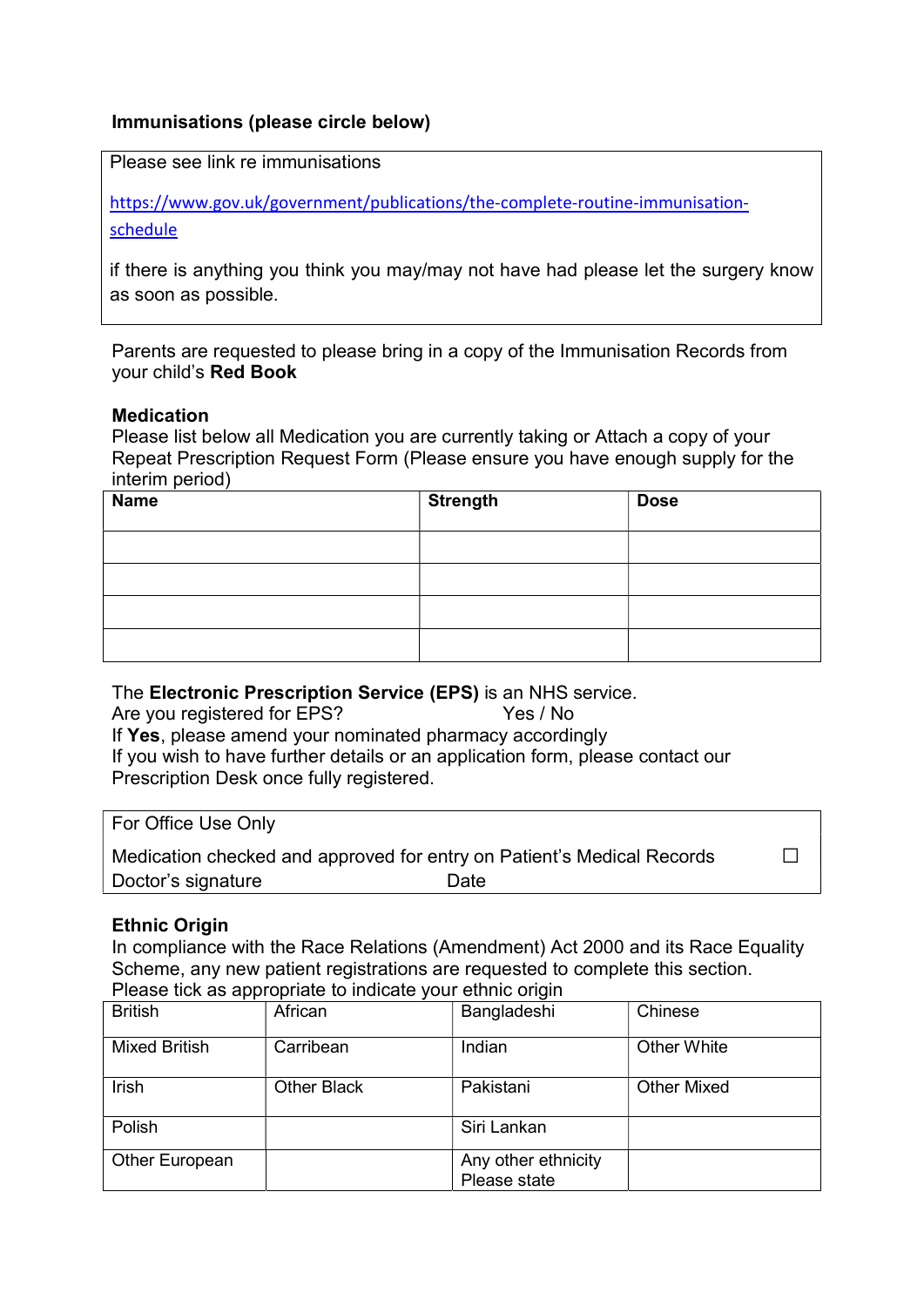**Immunisations (please circle below)**

Please see link re immunisations

https://www.gov.uk/government/publications/the-complete-routine-immunisation-schedule

if there is anything you think you may/may not have had please let the surgery know as soon as possible.

Parents are requested to please bring in a copy of the Immunisation Records from your child's **Red Book**

**Medication**
Please list below all Medication you are currently taking or Attach a copy of your Repeat Prescription Request Form (Please ensure you have enough supply for the interim period)

| Name | Strength | Dose |
|---|---|---|
| | | |
| | | |
| | | |
| | | |

The **Electronic Prescription Service (EPS)** is an NHS service.
Are you registered for EPS? Yes / No
If **Yes**, please amend your nominated pharmacy accordingly
If you wish to have further details or an application form, please contact our Prescription Desk once fully registered.

For Office Use Only
Medication checked and approved for entry on Patient's Medical Records ☐
Doctor's signature Date

**Ethnic Origin**
In compliance with the Race Relations (Amendment) Act 2000 and its Race Equality Scheme, any new patient registrations are requested to complete this section.
Please tick as appropriate to indicate your ethnic origin

| British | African | Bangladeshi | Chinese |
|---|---|---|---|
| Mixed British | Carribean | Indian | Other White |
| Irish | Other Black | Pakistani | Other Mixed |
| Polish | | Siri Lankan | |
| Other European | | Any other ethnicity Please state | |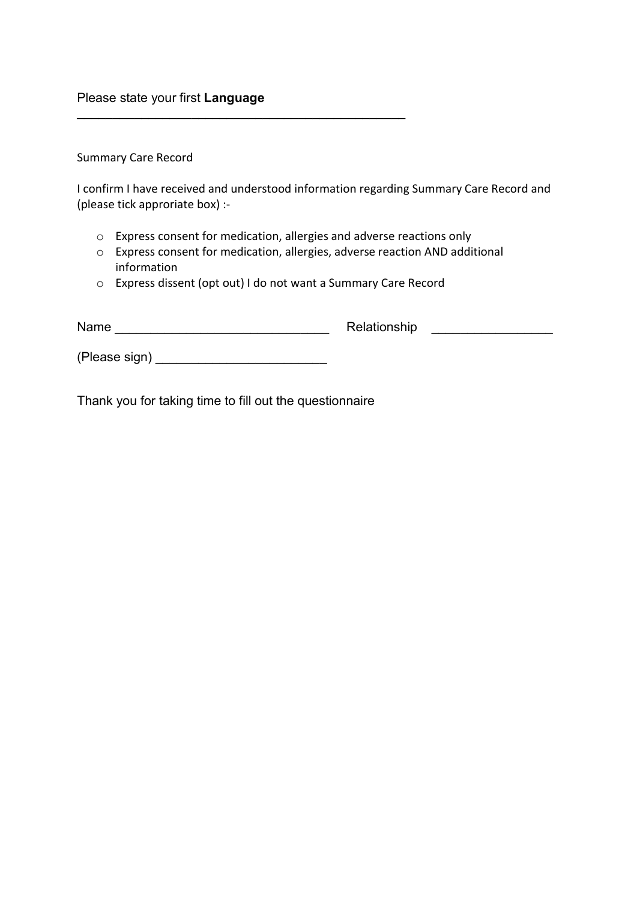Please state your first **Language** _______________________________________________

Summary Care Record

I confirm I have received and understood information regarding Summary Care Record and (please tick approriate box) :-

- Express consent for medication, allergies and adverse reactions only
- Express consent for medication, allergies, adverse reaction AND additional information
- Express dissent (opt out) I do not want a Summary Care Record

Name ______________________________ Relationship _________________

(Please sign) ________________________

Thank you for taking time to fill out the questionnaire